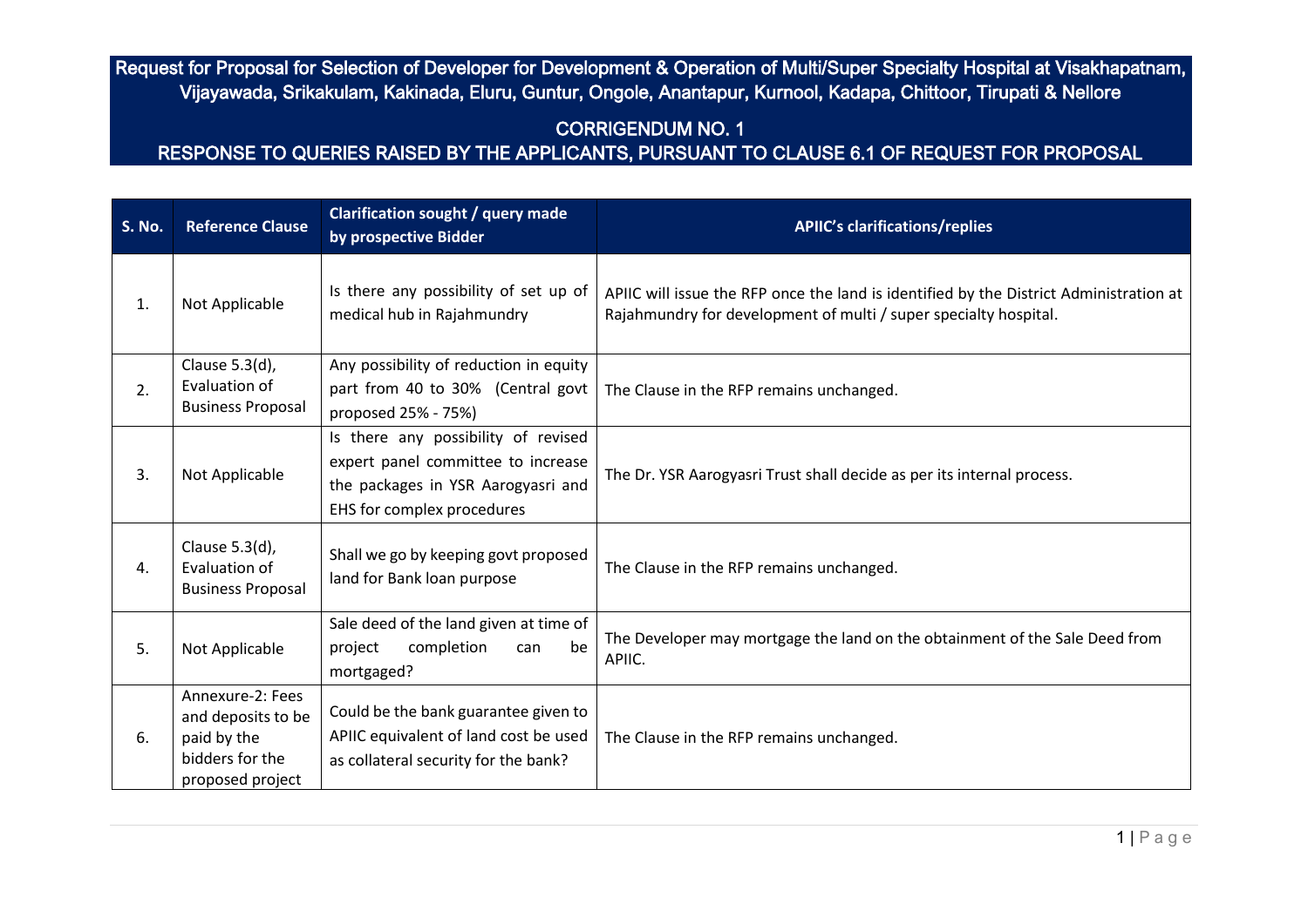# Request for Proposal for Selection of Developer for Development & Operation of Multi/Super Specialty Hospital at Visakhapatnam, Vijayawada, Srikakulam, Kakinada, Eluru, Guntur, Ongole, Anantapur, Kurnool, Kadapa, Chittoor, Tirupati & Nellore

## CORRIGENDUM NO. 1

## RESPONSE TO QUERIES RAISED BY THE APPLICANTS, PURSUANT TO CLAUSE 6.1 OF REQUEST FOR PROPOSAL

| S. No. | Reference Clause | Clarification sought / query made by prospective Bidder | APIIC's clarifications/replies |
|---|---|---|---|
| 1. | Not Applicable | Is there any possibility of set up of medical hub in Rajahmundry | APIIC will issue the RFP once the land is identified by the District Administration at Rajahmundry for development of multi / super specialty hospital. |
| 2. | Clause 5.3(d), Evaluation of Business Proposal | Any possibility of reduction in equity part from 40 to 30% (Central govt proposed 25% - 75%) | The Clause in the RFP remains unchanged. |
| 3. | Not Applicable | Is there any possibility of revised expert panel committee to increase the packages in YSR Aarogyasri and EHS for complex procedures | The Dr. YSR Aarogyasri Trust shall decide as per its internal process. |
| 4. | Clause 5.3(d), Evaluation of Business Proposal | Shall we go by keeping govt proposed land for Bank loan purpose | The Clause in the RFP remains unchanged. |
| 5. | Not Applicable | Sale deed of the land given at time of project completion can be mortgaged? | The Developer may mortgage the land on the obtainment of the Sale Deed from APIIC. |
| 6. | Annexure-2: Fees and deposits to be paid by the bidders for the proposed project | Could be the bank guarantee given to APIIC equivalent of land cost be used as collateral security for the bank? | The Clause in the RFP remains unchanged. |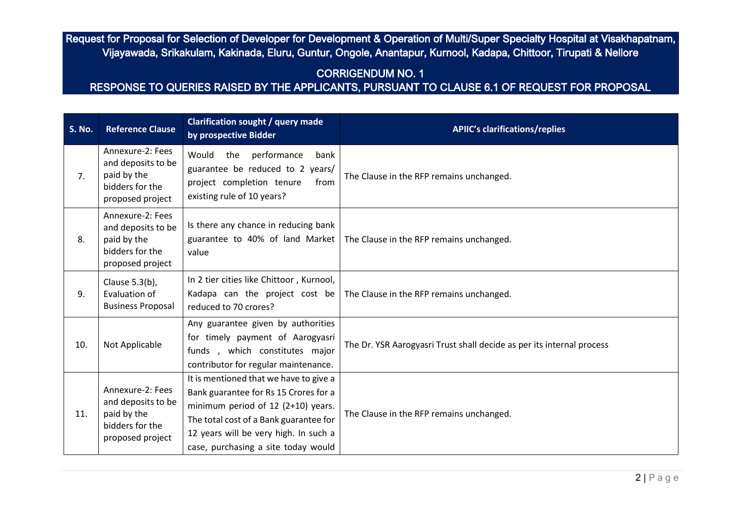# Request for Proposal for Selection of Developer for Development & Operation of Multi/Super Specialty Hospital at Visakhapatnam, Vijayawada, Srikakulam, Kakinada, Eluru, Guntur, Ongole, Anantapur, Kurnool, Kadapa, Chittoor, Tirupati & Nellore

## CORRIGENDUM NO. 1

## RESPONSE TO QUERIES RAISED BY THE APPLICANTS, PURSUANT TO CLAUSE 6.1 OF REQUEST FOR PROPOSAL

| S. No. | Reference Clause | Clarification sought / query made by prospective Bidder | APIIC's clarifications/replies |
|---|---|---|---|
| 7. | Annexure-2: Fees and deposits to be paid by the bidders for the proposed project | Would the performance bank guarantee be reduced to 2 years/ project completion tenure from existing rule of 10 years? | The Clause in the RFP remains unchanged. |
| 8. | Annexure-2: Fees and deposits to be paid by the bidders for the proposed project | Is there any chance in reducing bank guarantee to 40% of land Market value | The Clause in the RFP remains unchanged. |
| 9. | Clause 5.3(b), Evaluation of Business Proposal | In 2 tier cities like Chittoor , Kurnool, Kadapa can the project cost be reduced to 70 crores? | The Clause in the RFP remains unchanged. |
| 10. | Not Applicable | Any guarantee given by authorities for timely payment of Aarogyasri funds , which constitutes major contributor for regular maintenance. | The Dr. YSR Aarogyasri Trust shall decide as per its internal process |
| 11. | Annexure-2: Fees and deposits to be paid by the bidders for the proposed project | It is mentioned that we have to give a Bank guarantee for Rs 15 Crores for a minimum period of 12 (2+10) years. The total cost of a Bank guarantee for 12 years will be very high. In such a case, purchasing a site today would | The Clause in the RFP remains unchanged. |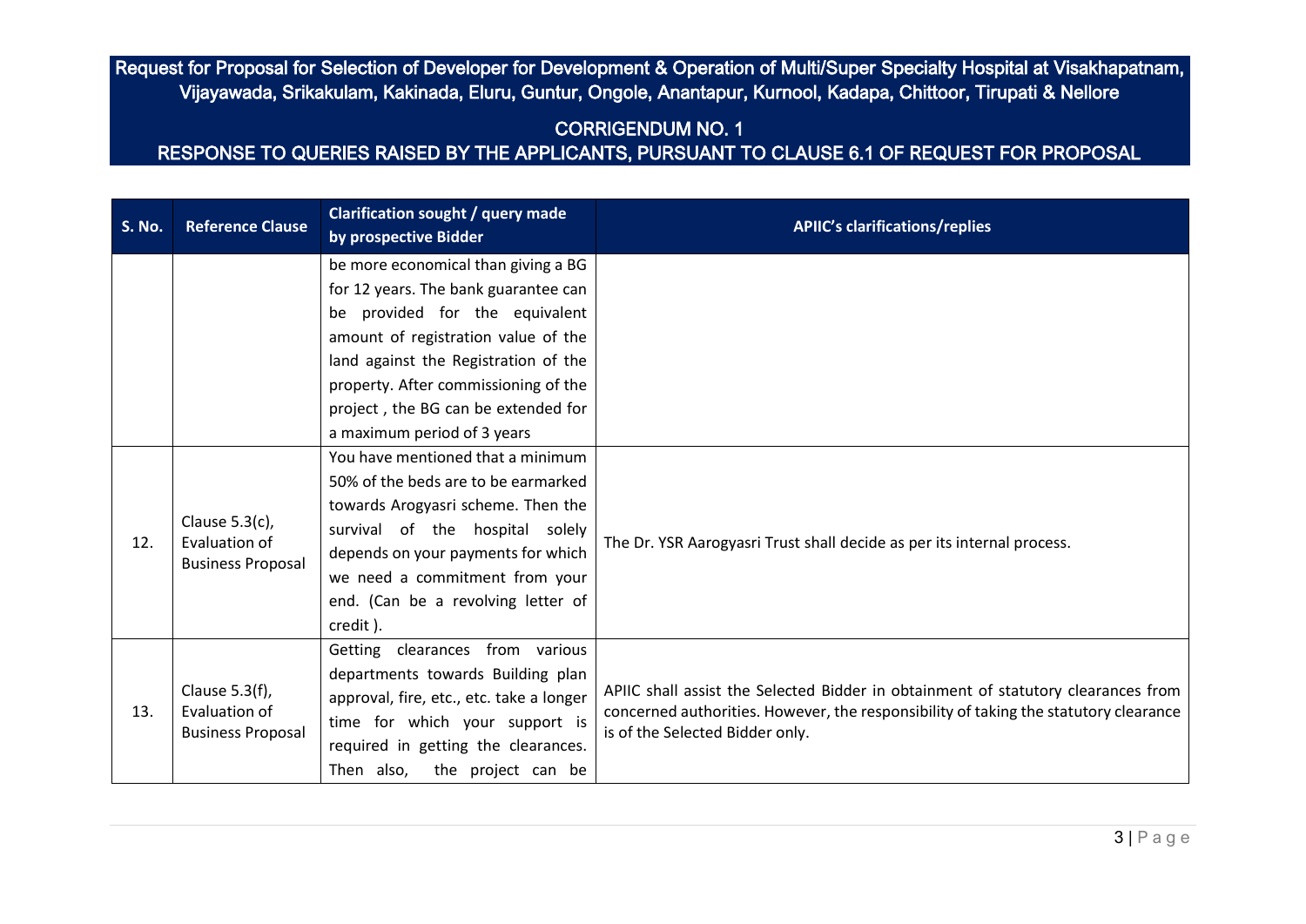| S. No. | Reference Clause | Clarification sought / query made by prospective Bidder | APIIC's clarifications/replies |
|---|---|---|---|
| | | be more economical than giving a BG for 12 years. The bank guarantee can be provided for the equivalent amount of registration value of the land against the Registration of the property. After commissioning of the project , the BG can be extended for a maximum period of 3 years | |
| 12. | Clause 5.3(c), Evaluation of Business Proposal | You have mentioned that a minimum 50% of the beds are to be earmarked towards Arogyasri scheme. Then the survival of the hospital solely depends on your payments for which we need a commitment from your end. (Can be a revolving letter of credit ). | The Dr. YSR Aarogyasri Trust shall decide as per its internal process. |
| 13. | Clause 5.3(f), Evaluation of Business Proposal | Getting clearances from various departments towards Building plan approval, fire, etc., etc. take a longer time for which your support is required in getting the clearances. Then also, the project can be | APIIC shall assist the Selected Bidder in obtainment of statutory clearances from concerned authorities. However, the responsibility of taking the statutory clearance is of the Selected Bidder only. |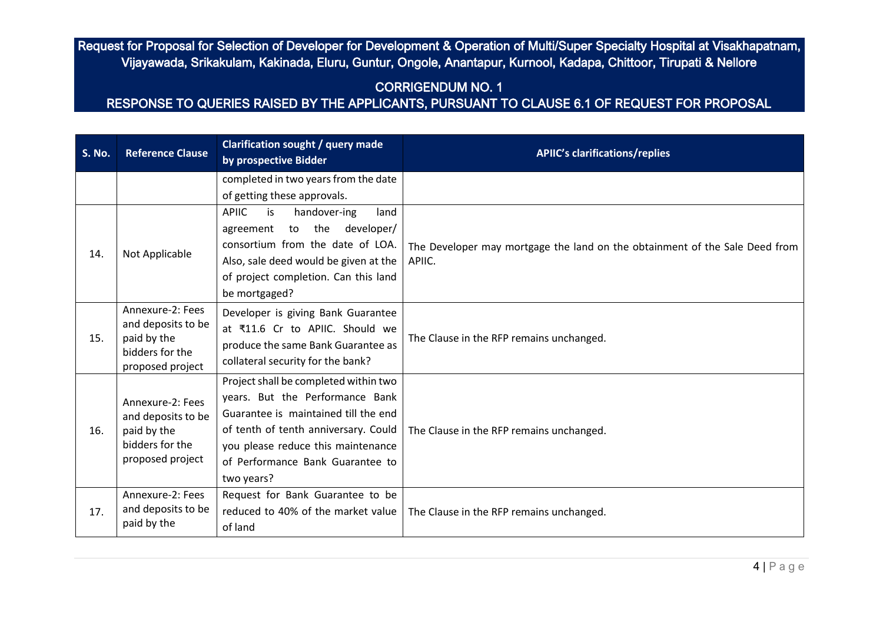Request for Proposal for Selection of Developer for Development & Operation of Multi/Super Specialty Hospital at Visakhapatnam, Vijayawada, Srikakulam, Kakinada, Eluru, Guntur, Ongole, Anantapur, Kurnool, Kadapa, Chittoor, Tirupati & Nellore

CORRIGENDUM NO. 1

RESPONSE TO QUERIES RAISED BY THE APPLICANTS, PURSUANT TO CLAUSE 6.1 OF REQUEST FOR PROPOSAL

| S. No. | Reference Clause | Clarification sought / query made by prospective Bidder | APIIC's clarifications/replies |
|---|---|---|---|
| | | completed in two years from the date of getting these approvals. | |
| 14. | Not Applicable | APIIC is handover-ing land agreement to the developer/ consortium from the date of LOA. Also, sale deed would be given at the of project completion. Can this land be mortgaged? | The Developer may mortgage the land on the obtainment of the Sale Deed from APIIC. |
| 15. | Annexure-2: Fees and deposits to be paid by the bidders for the proposed project | Developer is giving Bank Guarantee at ₹11.6 Cr to APIIC. Should we produce the same Bank Guarantee as collateral security for the bank? | The Clause in the RFP remains unchanged. |
| 16. | Annexure-2: Fees and deposits to be paid by the bidders for the proposed project | Project shall be completed within two years. But the Performance Bank Guarantee is maintained till the end of tenth of tenth anniversary. Could you please reduce this maintenance of Performance Bank Guarantee to two years? | The Clause in the RFP remains unchanged. |
| 17. | Annexure-2: Fees and deposits to be paid by the | Request for Bank Guarantee to be reduced to 40% of the market value of land | The Clause in the RFP remains unchanged. |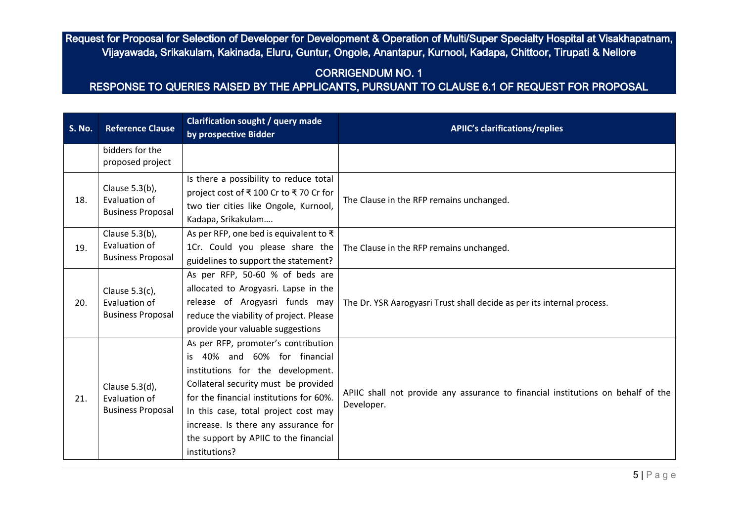| S. No. | Reference Clause | Clarification sought / query made by prospective Bidder | APIIC's clarifications/replies |
|---|---|---|---|
| | bidders for the proposed project | | |
| 18. | Clause 5.3(b), Evaluation of Business Proposal | Is there a possibility to reduce total project cost of ₹ 100 Cr to ₹ 70 Cr for two tier cities like Ongole, Kurnool, Kadapa, Srikakulam…. | The Clause in the RFP remains unchanged. |
| 19. | Clause 5.3(b), Evaluation of Business Proposal | As per RFP, one bed is equivalent to ₹ 1Cr. Could you please share the guidelines to support the statement? | The Clause in the RFP remains unchanged. |
| 20. | Clause 5.3(c), Evaluation of Business Proposal | As per RFP, 50-60 % of beds are allocated to Arogyasri. Lapse in the release of Arogyasri funds may reduce the viability of project. Please provide your valuable suggestions | The Dr. YSR Aarogyasri Trust shall decide as per its internal process. |
| 21. | Clause 5.3(d), Evaluation of Business Proposal | As per RFP, promoter's contribution is 40% and 60% for financial institutions for the development. Collateral security must be provided for the financial institutions for 60%. In this case, total project cost may increase. Is there any assurance for the support by APIIC to the financial institutions? | APIIC shall not provide any assurance to financial institutions on behalf of the Developer. |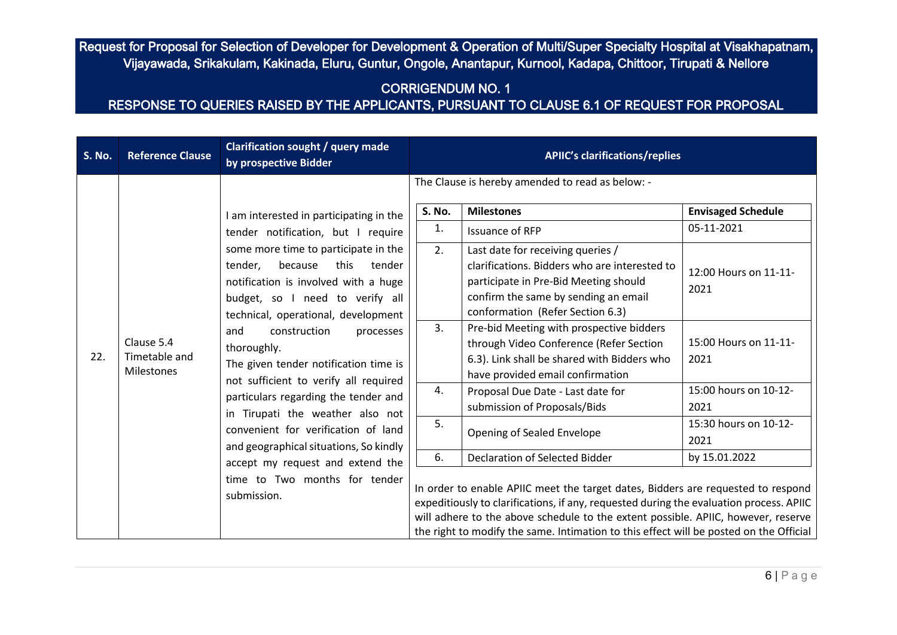# Request for Proposal for Selection of Developer for Development & Operation of Multi/Super Specialty Hospital at Visakhapatnam, Vijayawada, Srikakulam, Kakinada, Eluru, Guntur, Ongole, Anantapur, Kurnool, Kadapa, Chittoor, Tirupati & Nellore

## CORRIGENDUM NO. 1

## RESPONSE TO QUERIES RAISED BY THE APPLICANTS, PURSUANT TO CLAUSE 6.1 OF REQUEST FOR PROPOSAL

| S. No. | Reference Clause | Clarification sought / query made by prospective Bidder | APIIC's clarifications/replies |
|---|---|---|---|
| 22. | Clause 5.4 Timetable and Milestones | I am interested in participating in the tender notification, but I require some more time to participate in the tender, because this tender notification is involved with a huge budget, so I need to verify all technical, operational, development and construction processes thoroughly.<br>The given tender notification time is not sufficient to verify all required particulars regarding the tender and in Tirupati the weather also not convenient for verification of land and geographical situations, So kindly accept my request and extend the time to Two months for tender submission. | The Clause is hereby amended to read as below: -<br><br>**S. No.** / **Milestones** / **Envisaged Schedule**<br>1. Issuance of RFP — 05-11-2021<br>2. Last date for receiving queries / clarifications. Bidders who are interested to participate in Pre-Bid Meeting should confirm the same by sending an email conformation (Refer Section 6.3) — 12:00 Hours on 11-11-2021<br>3. Pre-bid Meeting with prospective bidders through Video Conference (Refer Section 6.3). Link shall be shared with Bidders who have provided email confirmation — 15:00 Hours on 11-11-2021<br>4. Proposal Due Date - Last date for submission of Proposals/Bids — 15:00 hours on 10-12-2021<br>5. Opening of Sealed Envelope — 15:30 hours on 10-12-2021<br>6. Declaration of Selected Bidder — by 15.01.2022<br><br>In order to enable APIIC meet the target dates, Bidders are requested to respond expeditiously to clarifications, if any, requested during the evaluation process. APIIC will adhere to the above schedule to the extent possible. APIIC, however, reserve the right to modify the same. Intimation to this effect will be posted on the Official |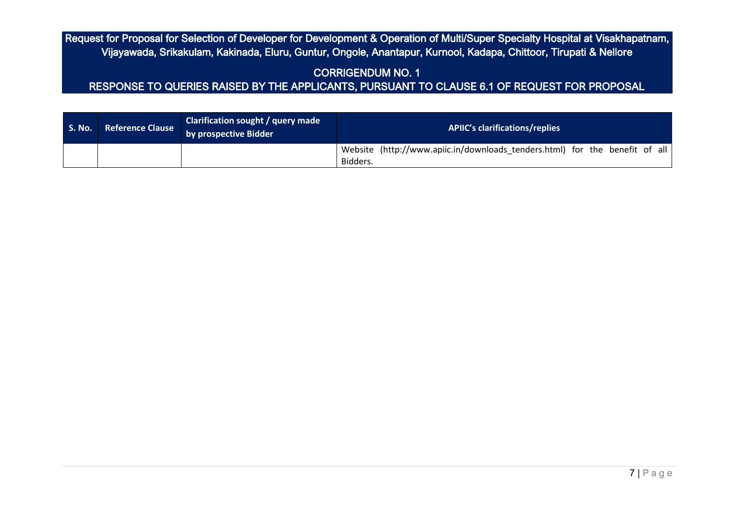Request for Proposal for Selection of Developer for Development & Operation of Multi/Super Specialty Hospital at Visakhapatnam, Vijayawada, Srikakulam, Kakinada, Eluru, Guntur, Ongole, Anantapur, Kurnool, Kadapa, Chittoor, Tirupati & Nellore

CORRIGENDUM NO. 1

RESPONSE TO QUERIES RAISED BY THE APPLICANTS, PURSUANT TO CLAUSE 6.1 OF REQUEST FOR PROPOSAL

| S. No. | Reference Clause | Clarification sought / query made by prospective Bidder | APIIC's clarifications/replies |
|---|---|---|---|
| | | | Website (http://www.apiic.in/downloads_tenders.html) for the benefit of all Bidders. |